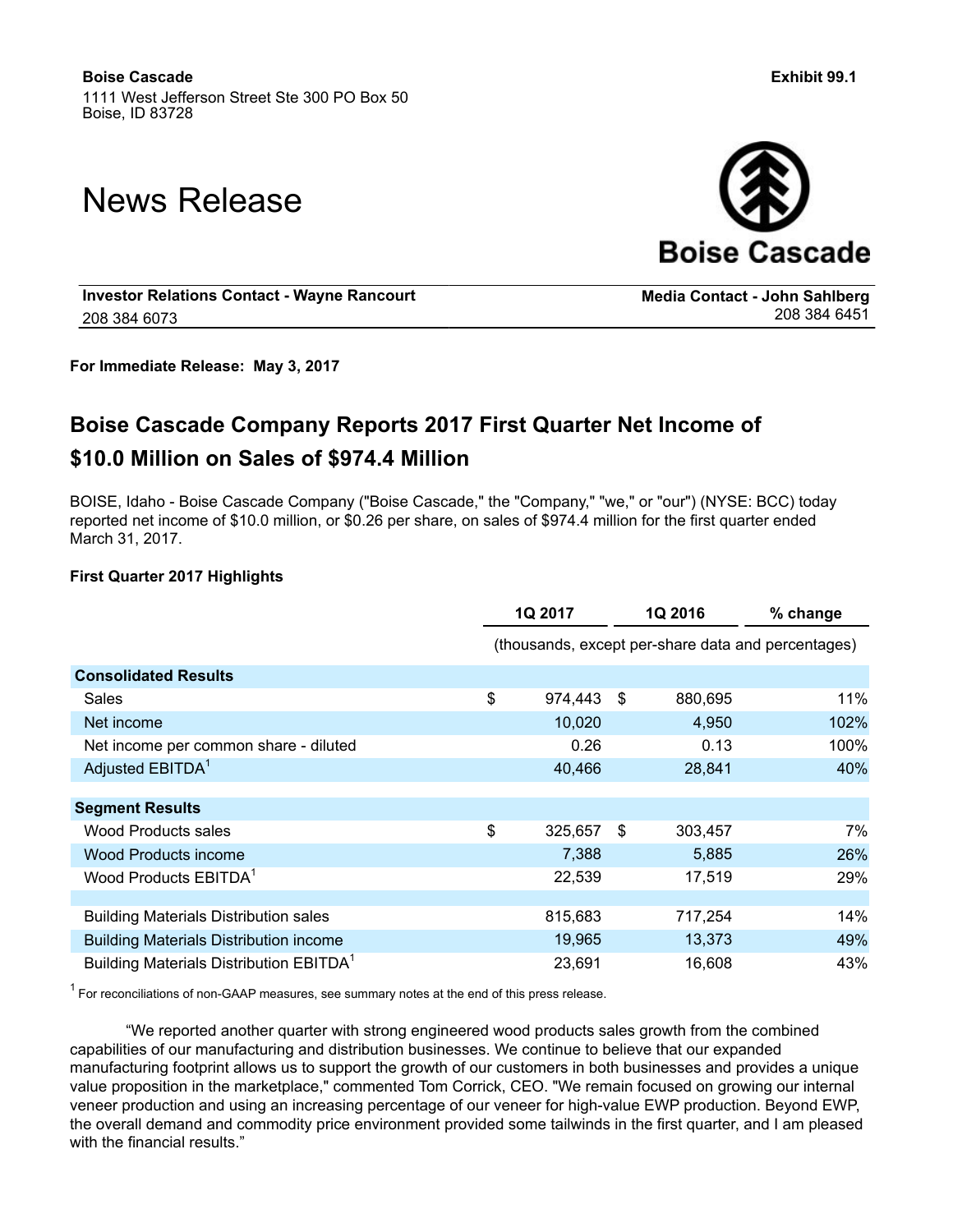**Boise Cascade**
1111 West Jefferson Street Ste 300 PO Box 50
Boise, ID 83728

**Exhibit 99.1**

# News Release

**Boise Cascade**

| **Investor Relations Contact - Wayne Rancourt** | **Media Contact - John Sahlberg** |
|---|---|
| 208 384 6073 | 208 384 6451 |

**For Immediate Release: May 3, 2017**

## Boise Cascade Company Reports 2017 First Quarter Net Income of $10.0 Million on Sales of $974.4 Million

BOISE, Idaho - Boise Cascade Company ("Boise Cascade," the "Company," "we," or "our") (NYSE: BCC) today reported net income of $10.0 million, or $0.26 per share, on sales of $974.4 million for the first quarter ended March 31, 2017.

**First Quarter 2017 Highlights**

| | 1Q 2017 | 1Q 2016 | % change |
|---|---|---|---|
| | (thousands, except per-share data and percentages) | | |
| **Consolidated Results** | | | |
| Sales | $ 974,443 | $ 880,695 | 11% |
| Net income | 10,020 | 4,950 | 102% |
| Net income per common share - diluted | 0.26 | 0.13 | 100% |
| Adjusted EBITDA[1] | 40,466 | 28,841 | 40% |
| **Segment Results** | | | |
| Wood Products sales | $ 325,657 | $ 303,457 | 7% |
| Wood Products income | 7,388 | 5,885 | 26% |
| Wood Products EBITDA[1] | 22,539 | 17,519 | 29% |
| | | | |
| Building Materials Distribution sales | 815,683 | 717,254 | 14% |
| Building Materials Distribution income | 19,965 | 13,373 | 49% |
| Building Materials Distribution EBITDA[1] | 23,691 | 16,608 | 43% |

[1] For reconciliations of non-GAAP measures, see summary notes at the end of this press release.

"We reported another quarter with strong engineered wood products sales growth from the combined capabilities of our manufacturing and distribution businesses. We continue to believe that our expanded manufacturing footprint allows us to support the growth of our customers in both businesses and provides a unique value proposition in the marketplace," commented Tom Corrick, CEO. "We remain focused on growing our internal veneer production and using an increasing percentage of our veneer for high-value EWP production. Beyond EWP, the overall demand and commodity price environment provided some tailwinds in the first quarter, and I am pleased with the financial results."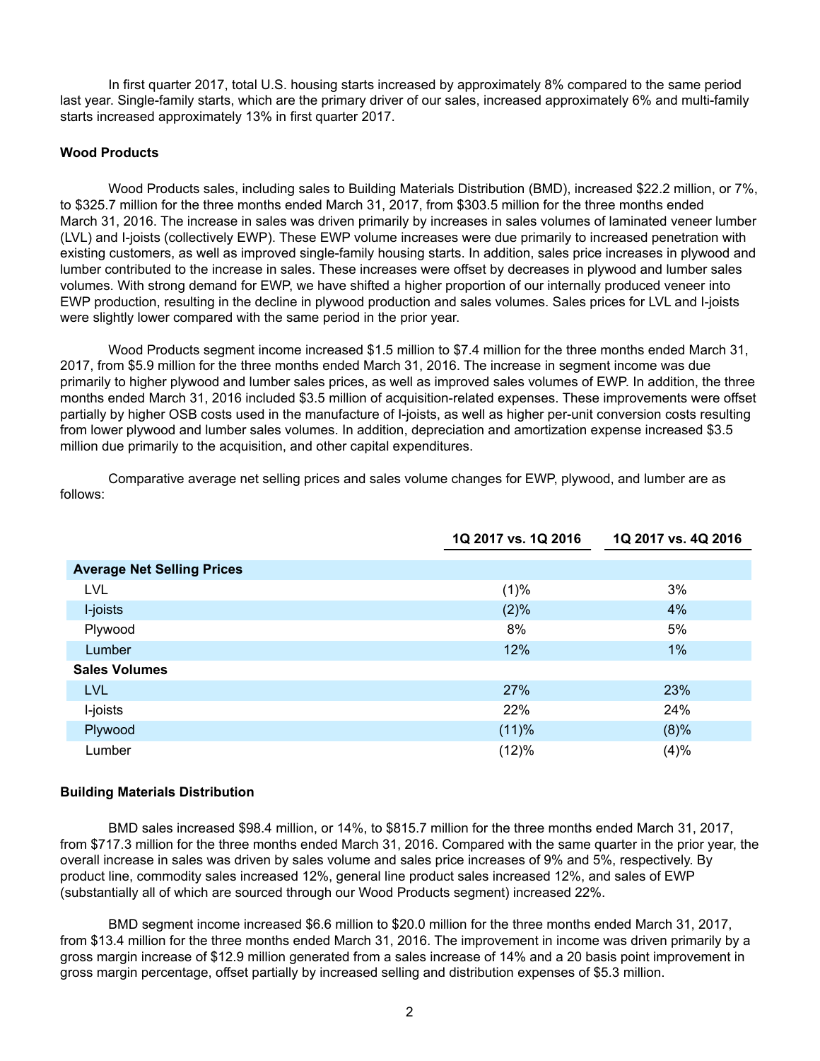In first quarter 2017, total U.S. housing starts increased by approximately 8% compared to the same period last year. Single-family starts, which are the primary driver of our sales, increased approximately 6% and multi-family starts increased approximately 13% in first quarter 2017.

**Wood Products**

Wood Products sales, including sales to Building Materials Distribution (BMD), increased $22.2 million, or 7%, to $325.7 million for the three months ended March 31, 2017, from $303.5 million for the three months ended March 31, 2016. The increase in sales was driven primarily by increases in sales volumes of laminated veneer lumber (LVL) and I-joists (collectively EWP). These EWP volume increases were due primarily to increased penetration with existing customers, as well as improved single-family housing starts. In addition, sales price increases in plywood and lumber contributed to the increase in sales. These increases were offset by decreases in plywood and lumber sales volumes. With strong demand for EWP, we have shifted a higher proportion of our internally produced veneer into EWP production, resulting in the decline in plywood production and sales volumes. Sales prices for LVL and I-joists were slightly lower compared with the same period in the prior year.

Wood Products segment income increased $1.5 million to $7.4 million for the three months ended March 31, 2017, from $5.9 million for the three months ended March 31, 2016. The increase in segment income was due primarily to higher plywood and lumber sales prices, as well as improved sales volumes of EWP. In addition, the three months ended March 31, 2016 included $3.5 million of acquisition-related expenses. These improvements were offset partially by higher OSB costs used in the manufacture of I-joists, as well as higher per-unit conversion costs resulting from lower plywood and lumber sales volumes. In addition, depreciation and amortization expense increased $3.5 million due primarily to the acquisition, and other capital expenditures.

Comparative average net selling prices and sales volume changes for EWP, plywood, and lumber are as follows:

| | 1Q 2017 vs. 1Q 2016 | 1Q 2017 vs. 4Q 2016 |
|---|---|---|
| **Average Net Selling Prices** | | |
| LVL | (1)% | 3% |
| I-joists | (2)% | 4% |
| Plywood | 8% | 5% |
| Lumber | 12% | 1% |
| **Sales Volumes** | | |
| LVL | 27% | 23% |
| I-joists | 22% | 24% |
| Plywood | (11)% | (8)% |
| Lumber | (12)% | (4)% |

**Building Materials Distribution**

BMD sales increased $98.4 million, or 14%, to $815.7 million for the three months ended March 31, 2017, from $717.3 million for the three months ended March 31, 2016. Compared with the same quarter in the prior year, the overall increase in sales was driven by sales volume and sales price increases of 9% and 5%, respectively. By product line, commodity sales increased 12%, general line product sales increased 12%, and sales of EWP (substantially all of which are sourced through our Wood Products segment) increased 22%.

BMD segment income increased $6.6 million to $20.0 million for the three months ended March 31, 2017, from $13.4 million for the three months ended March 31, 2016. The improvement in income was driven primarily by a gross margin increase of $12.9 million generated from a sales increase of 14% and a 20 basis point improvement in gross margin percentage, offset partially by increased selling and distribution expenses of $5.3 million.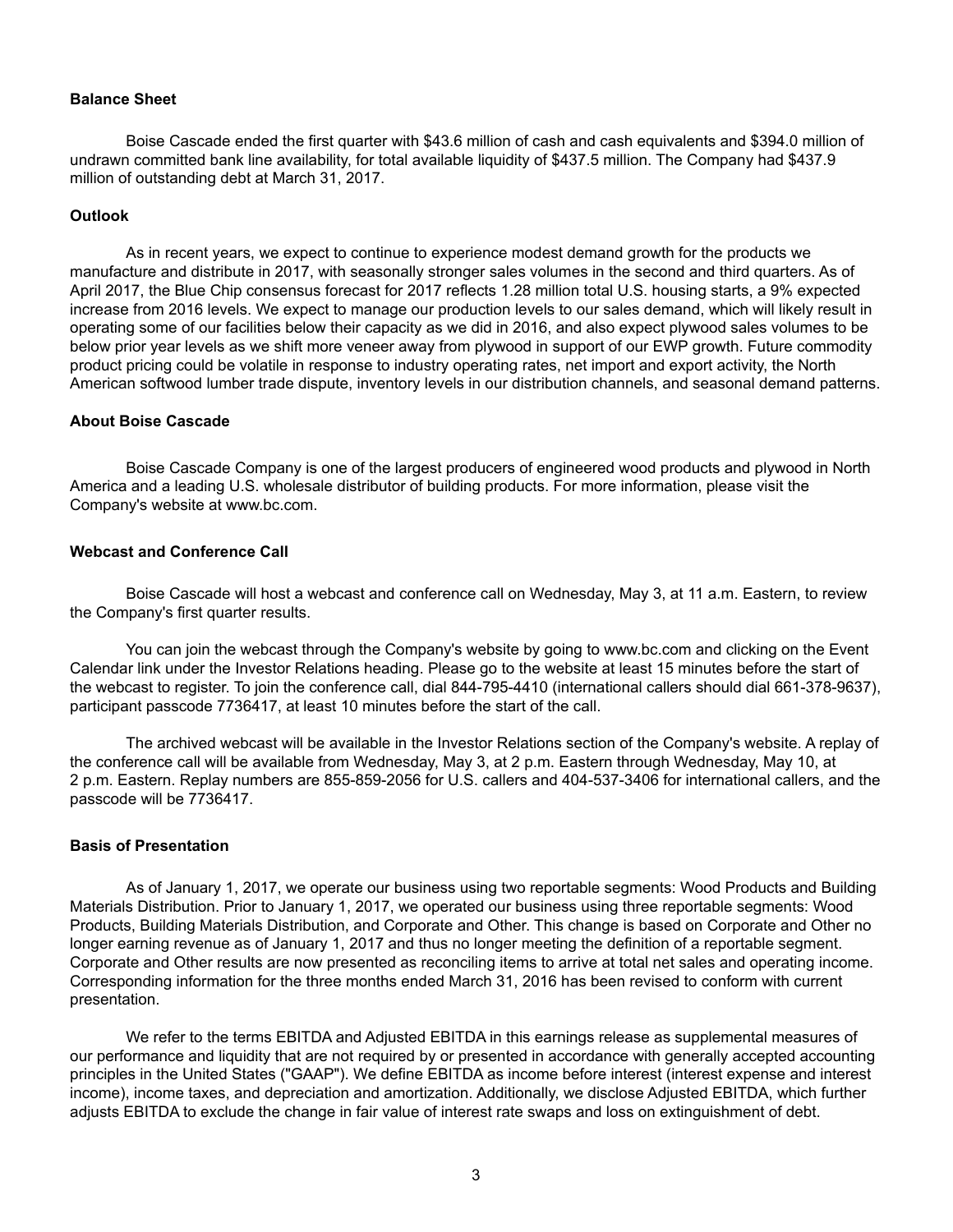**Balance Sheet**

Boise Cascade ended the first quarter with $43.6 million of cash and cash equivalents and $394.0 million of undrawn committed bank line availability, for total available liquidity of $437.5 million. The Company had $437.9 million of outstanding debt at March 31, 2017.

**Outlook**

As in recent years, we expect to continue to experience modest demand growth for the products we manufacture and distribute in 2017, with seasonally stronger sales volumes in the second and third quarters. As of April 2017, the Blue Chip consensus forecast for 2017 reflects 1.28 million total U.S. housing starts, a 9% expected increase from 2016 levels. We expect to manage our production levels to our sales demand, which will likely result in operating some of our facilities below their capacity as we did in 2016, and also expect plywood sales volumes to be below prior year levels as we shift more veneer away from plywood in support of our EWP growth. Future commodity product pricing could be volatile in response to industry operating rates, net import and export activity, the North American softwood lumber trade dispute, inventory levels in our distribution channels, and seasonal demand patterns.

**About Boise Cascade**

Boise Cascade Company is one of the largest producers of engineered wood products and plywood in North America and a leading U.S. wholesale distributor of building products. For more information, please visit the Company's website at www.bc.com.

**Webcast and Conference Call**

Boise Cascade will host a webcast and conference call on Wednesday, May 3, at 11 a.m. Eastern, to review the Company's first quarter results.

You can join the webcast through the Company's website by going to www.bc.com and clicking on the Event Calendar link under the Investor Relations heading. Please go to the website at least 15 minutes before the start of the webcast to register. To join the conference call, dial 844-795-4410 (international callers should dial 661-378-9637), participant passcode 7736417, at least 10 minutes before the start of the call.

The archived webcast will be available in the Investor Relations section of the Company's website. A replay of the conference call will be available from Wednesday, May 3, at 2 p.m. Eastern through Wednesday, May 10, at 2 p.m. Eastern. Replay numbers are 855-859-2056 for U.S. callers and 404-537-3406 for international callers, and the passcode will be 7736417.

**Basis of Presentation**

As of January 1, 2017, we operate our business using two reportable segments: Wood Products and Building Materials Distribution. Prior to January 1, 2017, we operated our business using three reportable segments: Wood Products, Building Materials Distribution, and Corporate and Other. This change is based on Corporate and Other no longer earning revenue as of January 1, 2017 and thus no longer meeting the definition of a reportable segment. Corporate and Other results are now presented as reconciling items to arrive at total net sales and operating income. Corresponding information for the three months ended March 31, 2016 has been revised to conform with current presentation.

We refer to the terms EBITDA and Adjusted EBITDA in this earnings release as supplemental measures of our performance and liquidity that are not required by or presented in accordance with generally accepted accounting principles in the United States ("GAAP"). We define EBITDA as income before interest (interest expense and interest income), income taxes, and depreciation and amortization. Additionally, we disclose Adjusted EBITDA, which further adjusts EBITDA to exclude the change in fair value of interest rate swaps and loss on extinguishment of debt.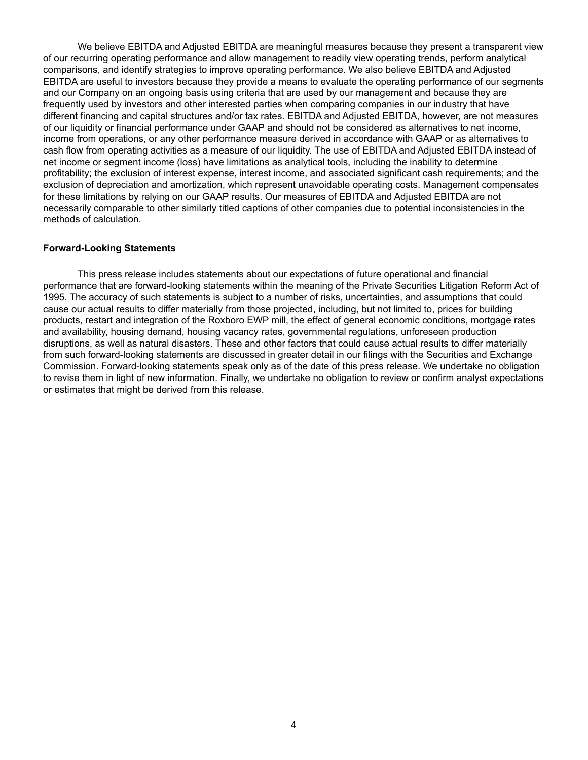We believe EBITDA and Adjusted EBITDA are meaningful measures because they present a transparent view of our recurring operating performance and allow management to readily view operating trends, perform analytical comparisons, and identify strategies to improve operating performance. We also believe EBITDA and Adjusted EBITDA are useful to investors because they provide a means to evaluate the operating performance of our segments and our Company on an ongoing basis using criteria that are used by our management and because they are frequently used by investors and other interested parties when comparing companies in our industry that have different financing and capital structures and/or tax rates. EBITDA and Adjusted EBITDA, however, are not measures of our liquidity or financial performance under GAAP and should not be considered as alternatives to net income, income from operations, or any other performance measure derived in accordance with GAAP or as alternatives to cash flow from operating activities as a measure of our liquidity. The use of EBITDA and Adjusted EBITDA instead of net income or segment income (loss) have limitations as analytical tools, including the inability to determine profitability; the exclusion of interest expense, interest income, and associated significant cash requirements; and the exclusion of depreciation and amortization, which represent unavoidable operating costs. Management compensates for these limitations by relying on our GAAP results. Our measures of EBITDA and Adjusted EBITDA are not necessarily comparable to other similarly titled captions of other companies due to potential inconsistencies in the methods of calculation.

**Forward-Looking Statements**

This press release includes statements about our expectations of future operational and financial performance that are forward-looking statements within the meaning of the Private Securities Litigation Reform Act of 1995. The accuracy of such statements is subject to a number of risks, uncertainties, and assumptions that could cause our actual results to differ materially from those projected, including, but not limited to, prices for building products, restart and integration of the Roxboro EWP mill, the effect of general economic conditions, mortgage rates and availability, housing demand, housing vacancy rates, governmental regulations, unforeseen production disruptions, as well as natural disasters. These and other factors that could cause actual results to differ materially from such forward-looking statements are discussed in greater detail in our filings with the Securities and Exchange Commission. Forward-looking statements speak only as of the date of this press release. We undertake no obligation to revise them in light of new information. Finally, we undertake no obligation to review or confirm analyst expectations or estimates that might be derived from this release.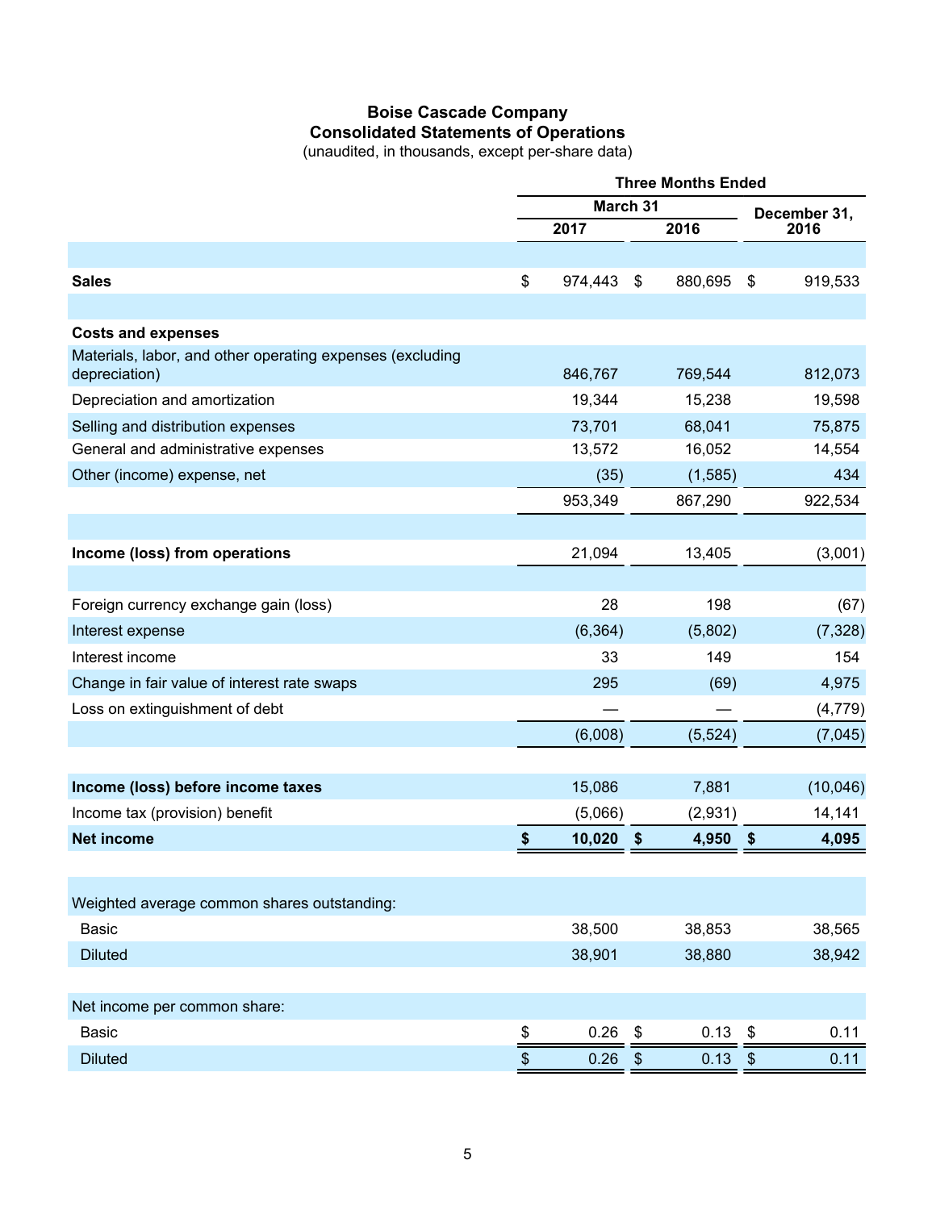# Boise Cascade Company
## Consolidated Statements of Operations
(unaudited, in thousands, except per-share data)

| | Three Months Ended | | |
|---|---|---|---|
| | March 31 | | December 31, |
| | 2017 | 2016 | 2016 |
| **Sales** | $ 974,443 | $ 880,695 | $ 919,533 |
| **Costs and expenses** | | | |
| Materials, labor, and other operating expenses (excluding depreciation) | 846,767 | 769,544 | 812,073 |
| Depreciation and amortization | 19,344 | 15,238 | 19,598 |
| Selling and distribution expenses | 73,701 | 68,041 | 75,875 |
| General and administrative expenses | 13,572 | 16,052 | 14,554 |
| Other (income) expense, net | (35) | (1,585) | 434 |
| | 953,349 | 867,290 | 922,534 |
| **Income (loss) from operations** | 21,094 | 13,405 | (3,001) |
| Foreign currency exchange gain (loss) | 28 | 198 | (67) |
| Interest expense | (6,364) | (5,802) | (7,328) |
| Interest income | 33 | 149 | 154 |
| Change in fair value of interest rate swaps | 295 | (69) | 4,975 |
| Loss on extinguishment of debt | — | — | (4,779) |
| | (6,008) | (5,524) | (7,045) |
| **Income (loss) before income taxes** | 15,086 | 7,881 | (10,046) |
| Income tax (provision) benefit | (5,066) | (2,931) | 14,141 |
| **Net income** | **$ 10,020** | **$ 4,950** | **$ 4,095** |
| Weighted average common shares outstanding: | | | |
| Basic | 38,500 | 38,853 | 38,565 |
| Diluted | 38,901 | 38,880 | 38,942 |
| Net income per common share: | | | |
| Basic | $ 0.26 | $ 0.13 | $ 0.11 |
| Diluted | $ 0.26 | $ 0.13 | $ 0.11 |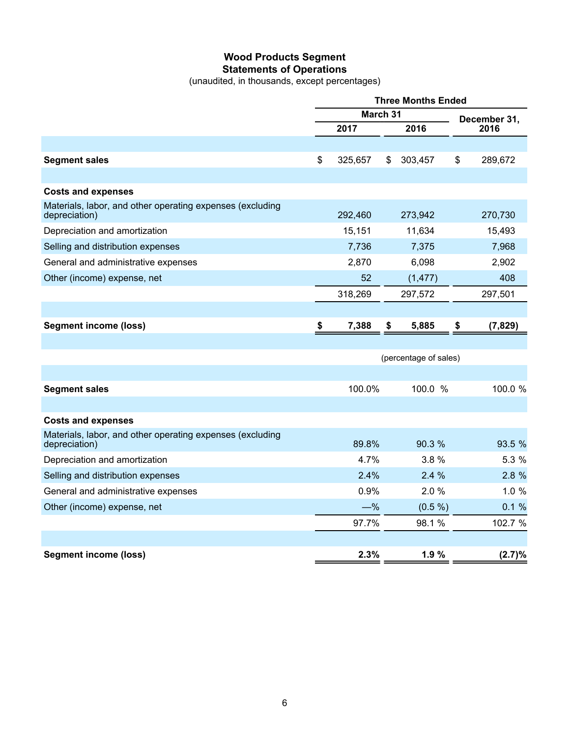# Wood Products Segment
## Statements of Operations
(unaudited, in thousands, except percentages)

| | Three Months Ended | | |
|---|---|---|---|
| | March 31 | | December 31, |
| | 2017 | 2016 | 2016 |
| **Segment sales** | $ 325,657 | $ 303,457 | $ 289,672 |
| **Costs and expenses** | | | |
| Materials, labor, and other operating expenses (excluding depreciation) | 292,460 | 273,942 | 270,730 |
| Depreciation and amortization | 15,151 | 11,634 | 15,493 |
| Selling and distribution expenses | 7,736 | 7,375 | 7,968 |
| General and administrative expenses | 2,870 | 6,098 | 2,902 |
| Other (income) expense, net | 52 | (1,477) | 408 |
| | 318,269 | 297,572 | 297,501 |
| **Segment income (loss)** | **$ 7,388** | **$ 5,885** | **$ (7,829)** |
| | (percentage of sales) | | |
| **Segment sales** | 100.0% | 100.0 % | 100.0 % |
| **Costs and expenses** | | | |
| Materials, labor, and other operating expenses (excluding depreciation) | 89.8% | 90.3 % | 93.5 % |
| Depreciation and amortization | 4.7% | 3.8 % | 5.3 % |
| Selling and distribution expenses | 2.4% | 2.4 % | 2.8 % |
| General and administrative expenses | 0.9% | 2.0 % | 1.0 % |
| Other (income) expense, net | —% | (0.5 %) | 0.1 % |
| | 97.7% | 98.1 % | 102.7 % |
| **Segment income (loss)** | **2.3%** | **1.9 %** | **(2.7)%** |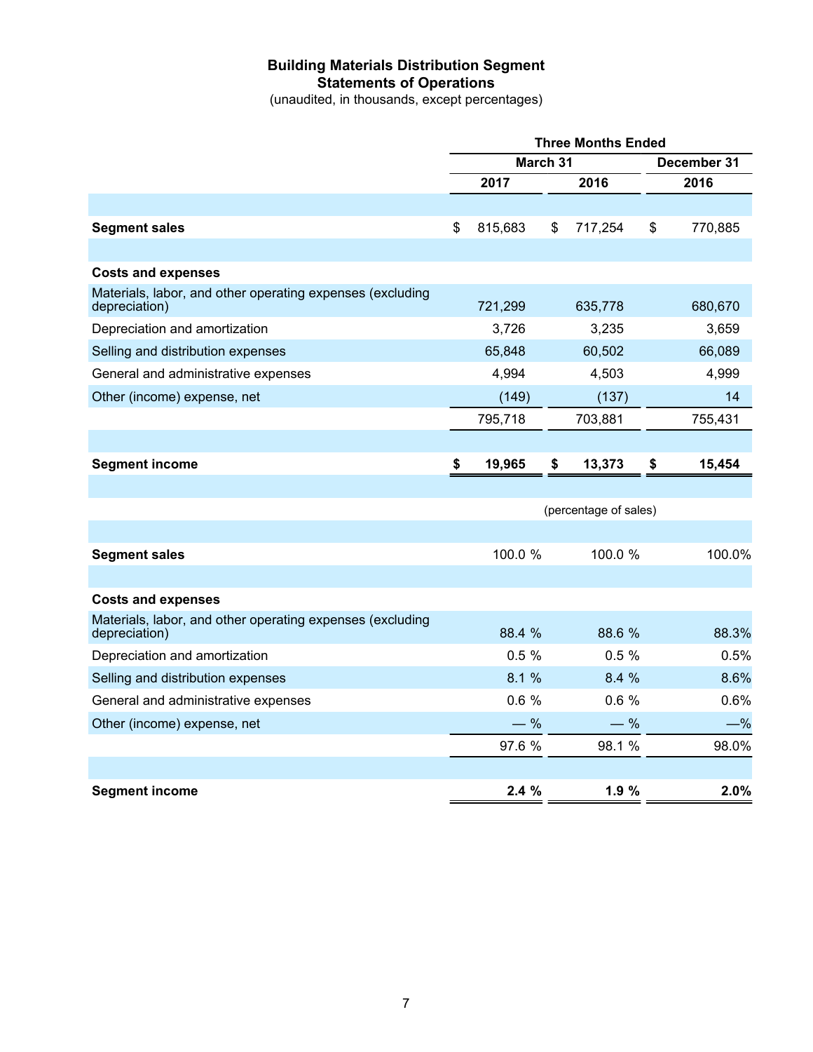# Building Materials Distribution Segment
## Statements of Operations
(unaudited, in thousands, except percentages)

| | Three Months Ended | | |
|---|---|---|---|
| | March 31 | | December 31 |
| | 2017 | 2016 | 2016 |
| **Segment sales** | $ 815,683 | $ 717,254 | $ 770,885 |
| **Costs and expenses** | | | |
| Materials, labor, and other operating expenses (excluding depreciation) | 721,299 | 635,778 | 680,670 |
| Depreciation and amortization | 3,726 | 3,235 | 3,659 |
| Selling and distribution expenses | 65,848 | 60,502 | 66,089 |
| General and administrative expenses | 4,994 | 4,503 | 4,999 |
| Other (income) expense, net | (149) | (137) | 14 |
| | 795,718 | 703,881 | 755,431 |
| **Segment income** | **$ 19,965** | **$ 13,373** | **$ 15,454** |
| | (percentage of sales) | | |
| **Segment sales** | 100.0 % | 100.0 % | 100.0% |
| **Costs and expenses** | | | |
| Materials, labor, and other operating expenses (excluding depreciation) | 88.4 % | 88.6 % | 88.3% |
| Depreciation and amortization | 0.5 % | 0.5 % | 0.5% |
| Selling and distribution expenses | 8.1 % | 8.4 % | 8.6% |
| General and administrative expenses | 0.6 % | 0.6 % | 0.6% |
| Other (income) expense, net | — % | — % | —% |
| | 97.6 % | 98.1 % | 98.0% |
| **Segment income** | **2.4 %** | **1.9 %** | **2.0%** |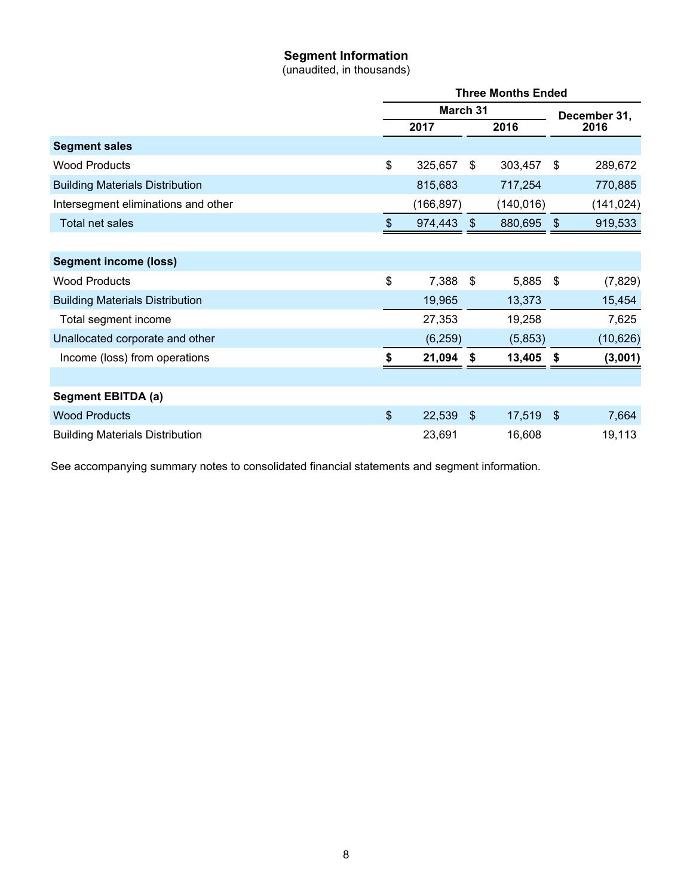## Segment Information

(unaudited, in thousands)

| | Three Months Ended | | |
|---|---|---|---|
| | March 31 | | December 31, |
| | 2017 | 2016 | 2016 |
| **Segment sales** | | | |
| Wood Products | $ 325,657 | $ 303,457 | $ 289,672 |
| Building Materials Distribution | 815,683 | 717,254 | 770,885 |
| Intersegment eliminations and other | (166,897) | (140,016) | (141,024) |
| Total net sales | $ 974,443 | $ 880,695 | $ 919,533 |
| **Segment income (loss)** | | | |
| Wood Products | $ 7,388 | $ 5,885 | $ (7,829) |
| Building Materials Distribution | 19,965 | 13,373 | 15,454 |
| Total segment income | 27,353 | 19,258 | 7,625 |
| Unallocated corporate and other | (6,259) | (5,853) | (10,626) |
| Income (loss) from operations | **$ 21,094** | **$ 13,405** | **$ (3,001)** |
| **Segment EBITDA (a)** | | | |
| Wood Products | $ 22,539 | $ 17,519 | $ 7,664 |
| Building Materials Distribution | 23,691 | 16,608 | 19,113 |

See accompanying summary notes to consolidated financial statements and segment information.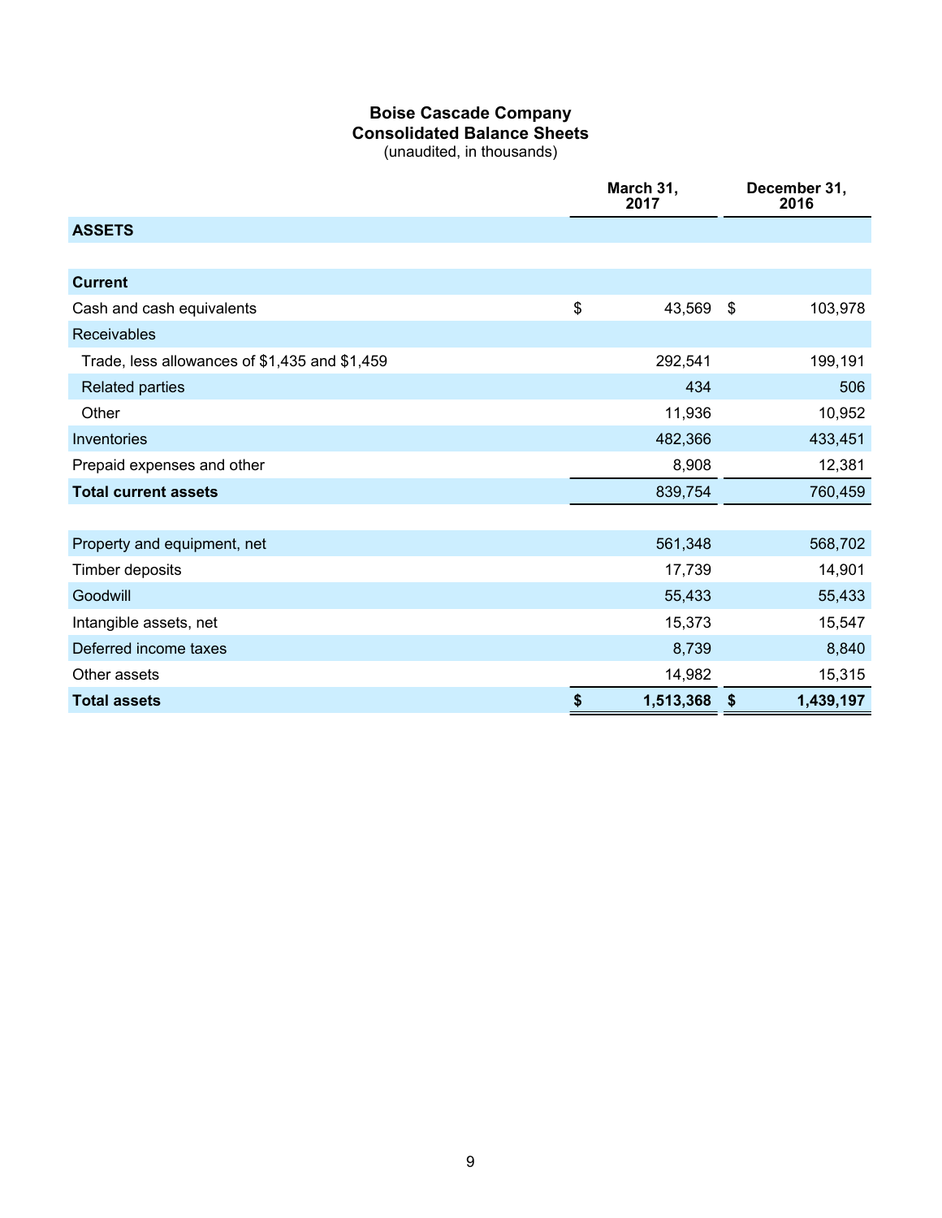# Boise Cascade Company
## Consolidated Balance Sheets
(unaudited, in thousands)

| | March 31, 2017 | December 31, 2016 |
|---|---|---|
| **ASSETS** | | |
| | | |
| **Current** | | |
| Cash and cash equivalents | $ 43,569 | $ 103,978 |
| Receivables | | |
| Trade, less allowances of $1,435 and $1,459 | 292,541 | 199,191 |
| Related parties | 434 | 506 |
| Other | 11,936 | 10,952 |
| Inventories | 482,366 | 433,451 |
| Prepaid expenses and other | 8,908 | 12,381 |
| **Total current assets** | 839,754 | 760,459 |
| | | |
| Property and equipment, net | 561,348 | 568,702 |
| Timber deposits | 17,739 | 14,901 |
| Goodwill | 55,433 | 55,433 |
| Intangible assets, net | 15,373 | 15,547 |
| Deferred income taxes | 8,739 | 8,840 |
| Other assets | 14,982 | 15,315 |
| **Total assets** | **$ 1,513,368** | **$ 1,439,197** |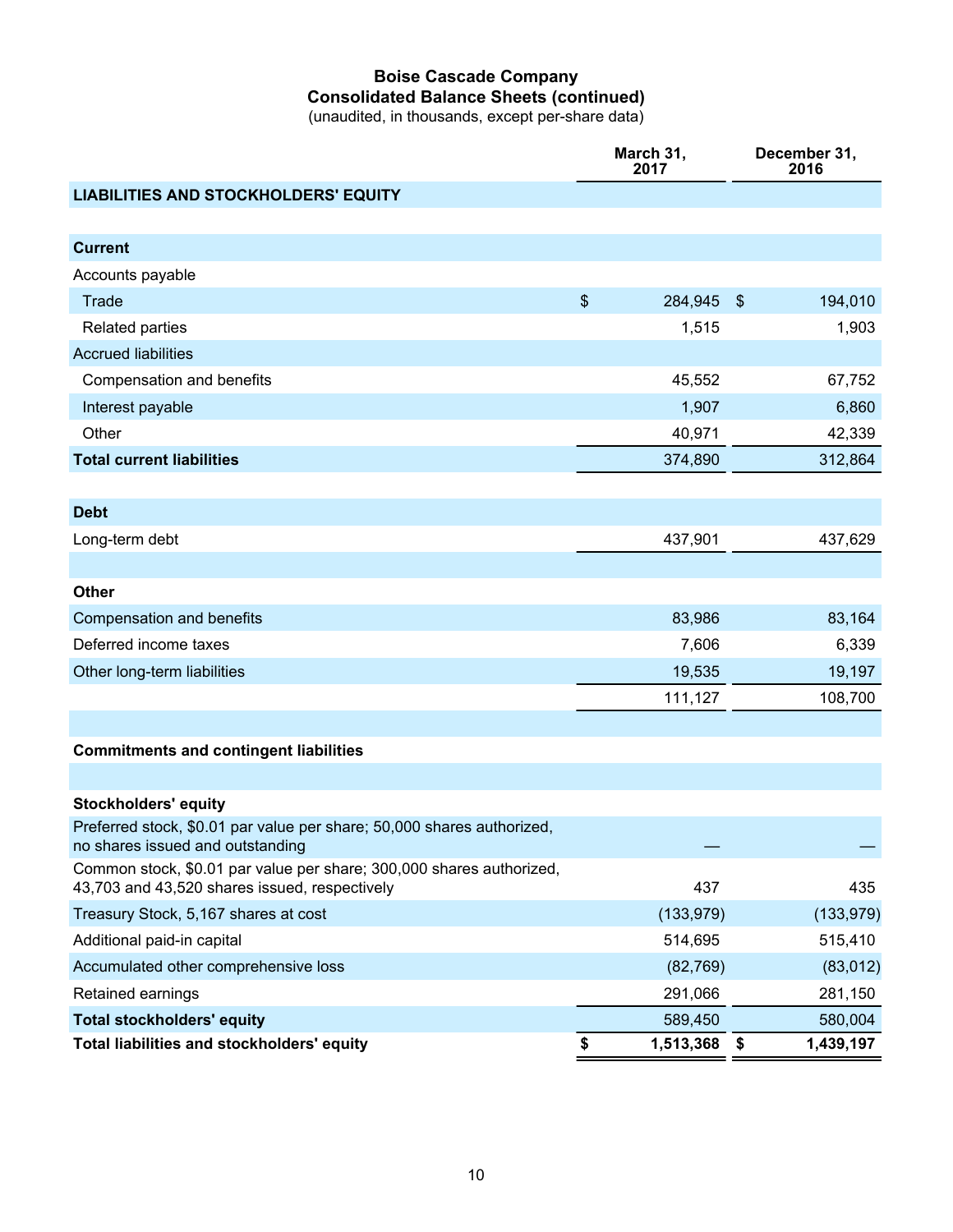# Boise Cascade Company
## Consolidated Balance Sheets (continued)
(unaudited, in thousands, except per-share data)

| | March 31, 2017 | December 31, 2016 |
|---|---|---|
| **LIABILITIES AND STOCKHOLDERS' EQUITY** | | |
| | | |
| **Current** | | |
| Accounts payable | | |
| Trade | $ 284,945 | $ 194,010 |
| Related parties | 1,515 | 1,903 |
| Accrued liabilities | | |
| Compensation and benefits | 45,552 | 67,752 |
| Interest payable | 1,907 | 6,860 |
| Other | 40,971 | 42,339 |
| **Total current liabilities** | 374,890 | 312,864 |
| | | |
| **Debt** | | |
| Long-term debt | 437,901 | 437,629 |
| | | |
| **Other** | | |
| Compensation and benefits | 83,986 | 83,164 |
| Deferred income taxes | 7,606 | 6,339 |
| Other long-term liabilities | 19,535 | 19,197 |
| | 111,127 | 108,700 |
| | | |
| **Commitments and contingent liabilities** | | |
| | | |
| **Stockholders' equity** | | |
| Preferred stock, $0.01 par value per share; 50,000 shares authorized, no shares issued and outstanding | — | — |
| Common stock, $0.01 par value per share; 300,000 shares authorized, 43,703 and 43,520 shares issued, respectively | 437 | 435 |
| Treasury Stock, 5,167 shares at cost | (133,979) | (133,979) |
| Additional paid-in capital | 514,695 | 515,410 |
| Accumulated other comprehensive loss | (82,769) | (83,012) |
| Retained earnings | 291,066 | 281,150 |
| **Total stockholders' equity** | 589,450 | 580,004 |
| **Total liabilities and stockholders' equity** | **$ 1,513,368** | **$ 1,439,197** |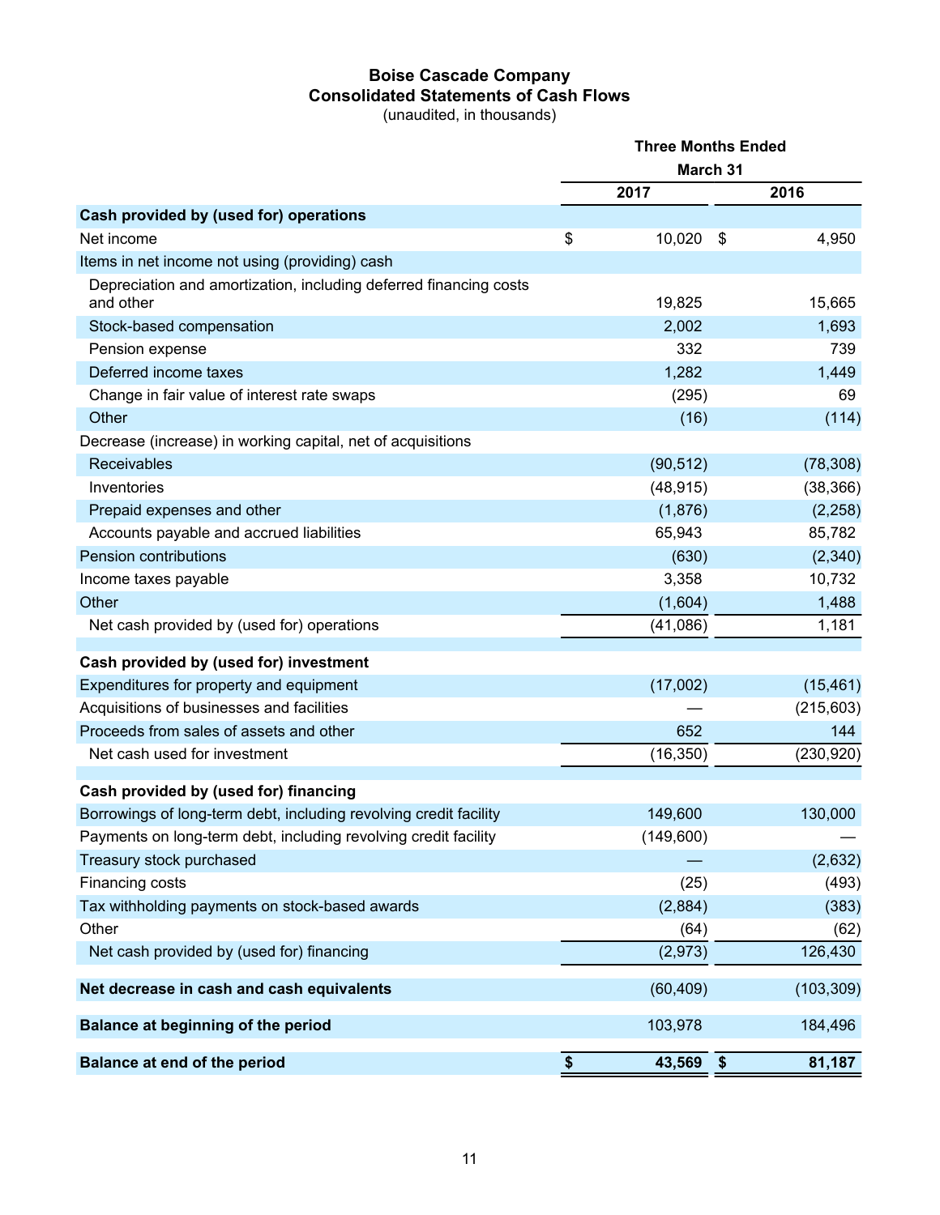# Boise Cascade Company
## Consolidated Statements of Cash Flows
(unaudited, in thousands)

| | Three Months Ended March 31 | |
|---|---|---|
| | 2017 | 2016 |
| **Cash provided by (used for) operations** | | |
| Net income | $ 10,020 | $ 4,950 |
| Items in net income not using (providing) cash | | |
| Depreciation and amortization, including deferred financing costs and other | 19,825 | 15,665 |
| Stock-based compensation | 2,002 | 1,693 |
| Pension expense | 332 | 739 |
| Deferred income taxes | 1,282 | 1,449 |
| Change in fair value of interest rate swaps | (295) | 69 |
| Other | (16) | (114) |
| Decrease (increase) in working capital, net of acquisitions | | |
| Receivables | (90,512) | (78,308) |
| Inventories | (48,915) | (38,366) |
| Prepaid expenses and other | (1,876) | (2,258) |
| Accounts payable and accrued liabilities | 65,943 | 85,782 |
| Pension contributions | (630) | (2,340) |
| Income taxes payable | 3,358 | 10,732 |
| Other | (1,604) | 1,488 |
| Net cash provided by (used for) operations | (41,086) | 1,181 |
| **Cash provided by (used for) investment** | | |
| Expenditures for property and equipment | (17,002) | (15,461) |
| Acquisitions of businesses and facilities | — | (215,603) |
| Proceeds from sales of assets and other | 652 | 144 |
| Net cash used for investment | (16,350) | (230,920) |
| **Cash provided by (used for) financing** | | |
| Borrowings of long-term debt, including revolving credit facility | 149,600 | 130,000 |
| Payments on long-term debt, including revolving credit facility | (149,600) | — |
| Treasury stock purchased | — | (2,632) |
| Financing costs | (25) | (493) |
| Tax withholding payments on stock-based awards | (2,884) | (383) |
| Other | (64) | (62) |
| Net cash provided by (used for) financing | (2,973) | 126,430 |
| **Net decrease in cash and cash equivalents** | (60,409) | (103,309) |
| **Balance at beginning of the period** | 103,978 | 184,496 |
| **Balance at end of the period** | **$ 43,569** | **$ 81,187** |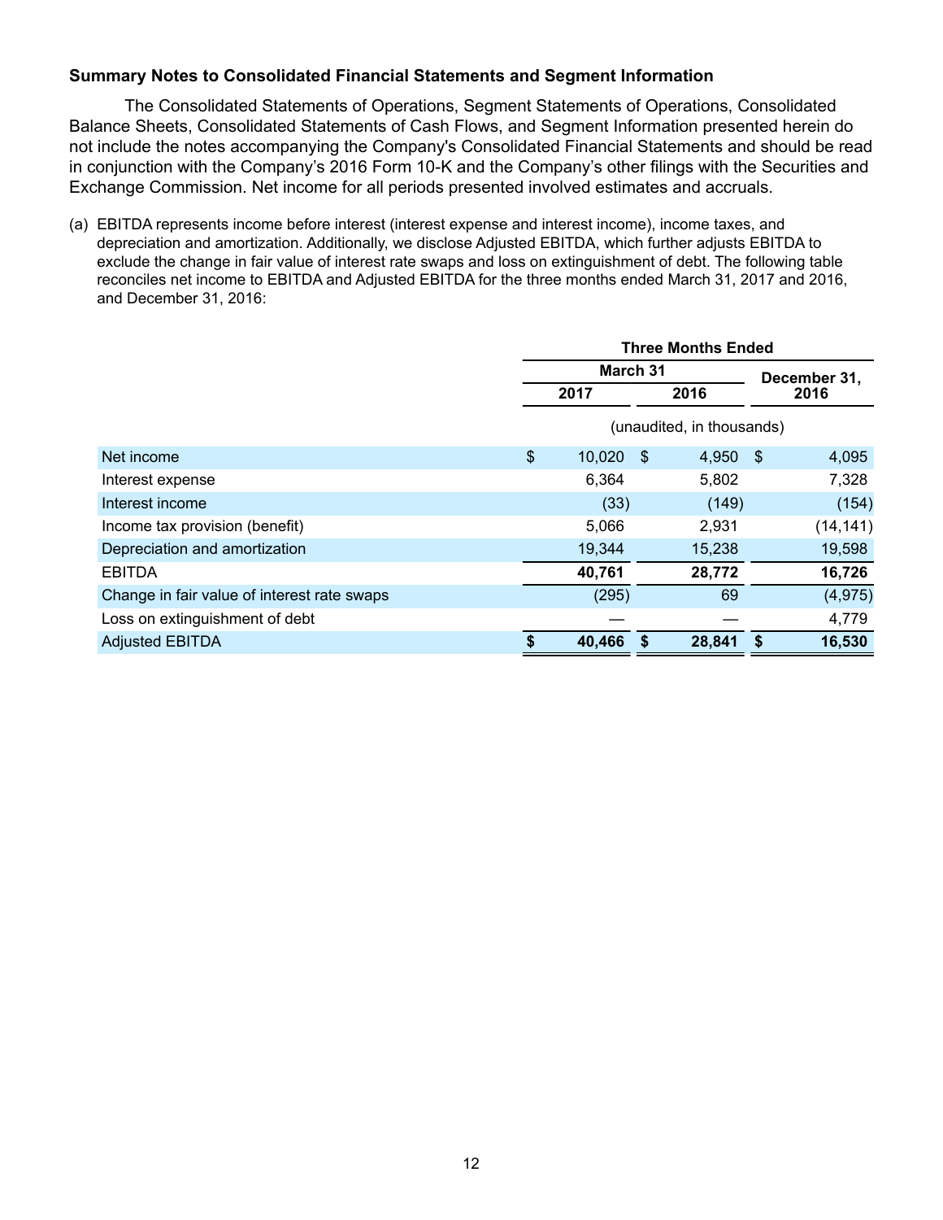**Summary Notes to Consolidated Financial Statements and Segment Information**

The Consolidated Statements of Operations, Segment Statements of Operations, Consolidated Balance Sheets, Consolidated Statements of Cash Flows, and Segment Information presented herein do not include the notes accompanying the Company's Consolidated Financial Statements and should be read in conjunction with the Company's 2016 Form 10-K and the Company's other filings with the Securities and Exchange Commission. Net income for all periods presented involved estimates and accruals.

(a) EBITDA represents income before interest (interest expense and interest income), income taxes, and depreciation and amortization. Additionally, we disclose Adjusted EBITDA, which further adjusts EBITDA to exclude the change in fair value of interest rate swaps and loss on extinguishment of debt. The following table reconciles net income to EBITDA and Adjusted EBITDA for the three months ended March 31, 2017 and 2016, and December 31, 2016:

| | Three Months Ended | | |
|---|---|---|---|
| | March 31 | | December 31, |
| | 2017 | 2016 | 2016 |
| | (unaudited, in thousands) | | |
| Net income | $ 10,020 | $ 4,950 | $ 4,095 |
| Interest expense | 6,364 | 5,802 | 7,328 |
| Interest income | (33) | (149) | (154) |
| Income tax provision (benefit) | 5,066 | 2,931 | (14,141) |
| Depreciation and amortization | 19,344 | 15,238 | 19,598 |
| **EBITDA** | **40,761** | **28,772** | **16,726** |
| Change in fair value of interest rate swaps | (295) | 69 | (4,975) |
| Loss on extinguishment of debt | — | — | 4,779 |
| Adjusted EBITDA | **$ 40,466** | **$ 28,841** | **$ 16,530** |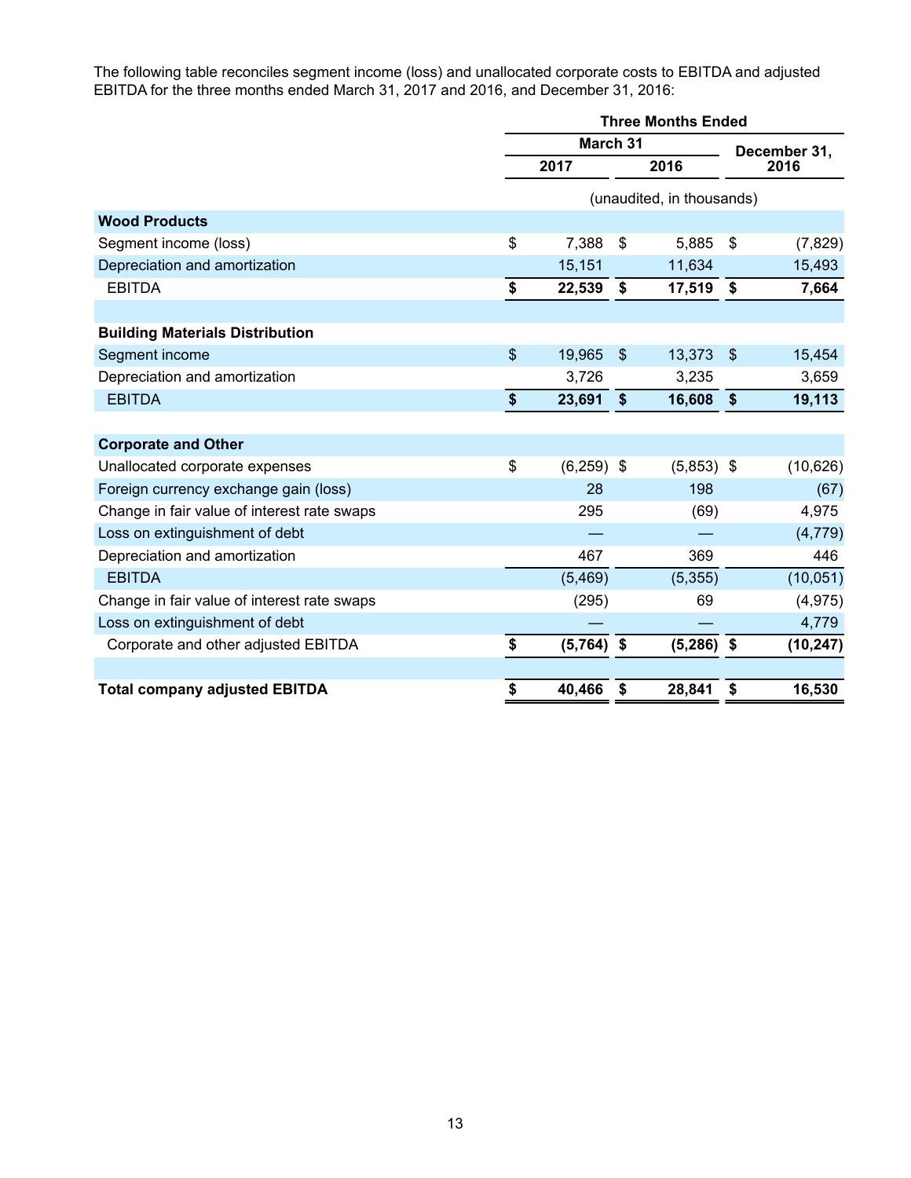The following table reconciles segment income (loss) and unallocated corporate costs to EBITDA and adjusted EBITDA for the three months ended March 31, 2017 and 2016, and December 31, 2016:

| | Three Months Ended | | |
|---|---|---|---|
| | March 31 | | December 31, |
| | 2017 | 2016 | 2016 |
| | (unaudited, in thousands) | | |
| **Wood Products** | | | |
| Segment income (loss) | $ 7,388 | $ 5,885 | $ (7,829) |
| Depreciation and amortization | 15,151 | 11,634 | 15,493 |
| EBITDA | **$ 22,539** | **$ 17,519** | **$ 7,664** |
| | | | |
| **Building Materials Distribution** | | | |
| Segment income | $ 19,965 | $ 13,373 | $ 15,454 |
| Depreciation and amortization | 3,726 | 3,235 | 3,659 |
| EBITDA | **$ 23,691** | **$ 16,608** | **$ 19,113** |
| | | | |
| **Corporate and Other** | | | |
| Unallocated corporate expenses | $ (6,259) | $ (5,853) | $ (10,626) |
| Foreign currency exchange gain (loss) | 28 | 198 | (67) |
| Change in fair value of interest rate swaps | 295 | (69) | 4,975 |
| Loss on extinguishment of debt | — | — | (4,779) |
| Depreciation and amortization | 467 | 369 | 446 |
| EBITDA | (5,469) | (5,355) | (10,051) |
| Change in fair value of interest rate swaps | (295) | 69 | (4,975) |
| Loss on extinguishment of debt | — | — | 4,779 |
| Corporate and other adjusted EBITDA | **$ (5,764)** | **$ (5,286)** | **$ (10,247)** |
| | | | |
| **Total company adjusted EBITDA** | **$ 40,466** | **$ 28,841** | **$ 16,530** |